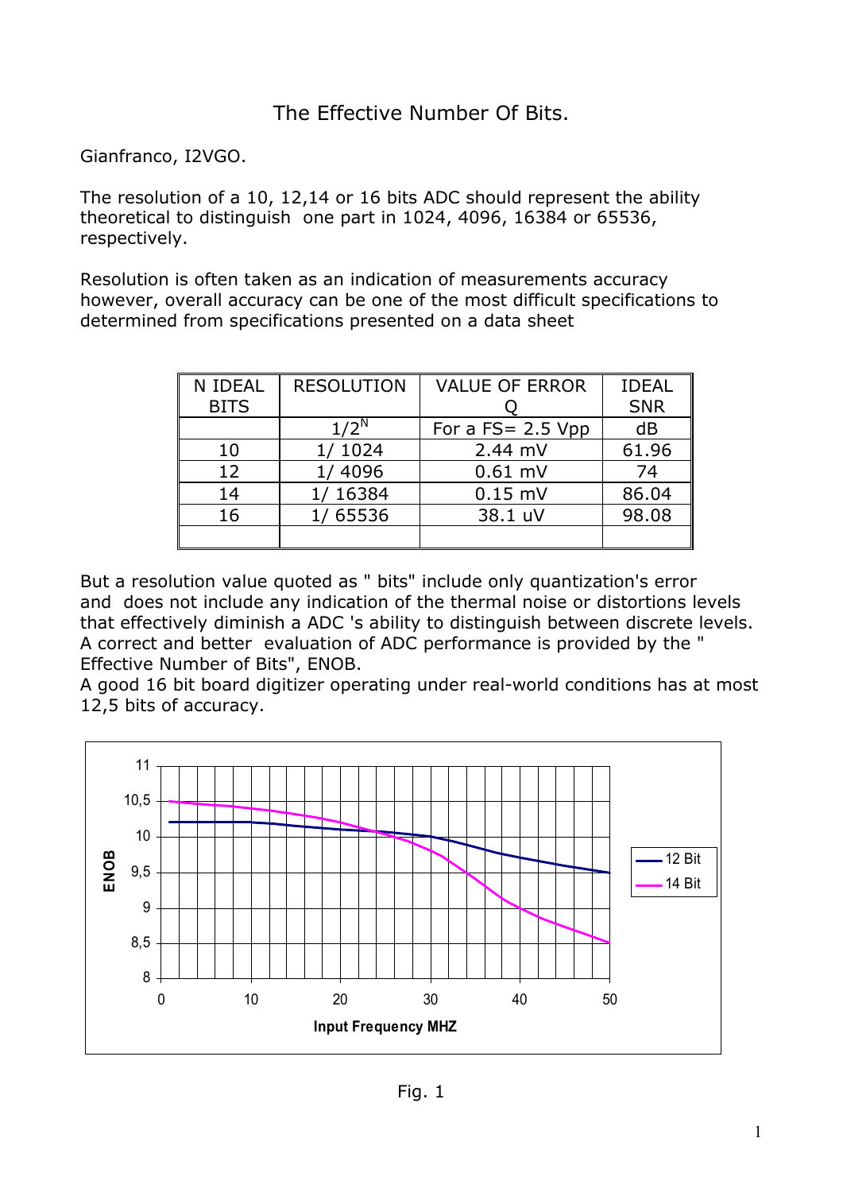# The Effective Number Of Bits.

Gianfranco, I2VGO.

The resolution of a 10, 12,14 or 16 bits ADC should represent the ability theoretical to distinguish one part in 1024, 4096, 16384 or 65536, respectively.

Resolution is often taken as an indication of measurements accuracy however, overall accuracy can be one of the most difficult specifications to determined from specifications presented on a data sheet

| N IDEAL BITS | RESOLUTION | VALUE OF ERROR Q | IDEAL SNR |
|---|---|---|---|
| | $1/2^N$ | For a FS= 2.5 Vpp | dB |
| 10 | 1/ 1024 | 2.44 mV | 61.96 |
| 12 | 1/ 4096 | 0.61 mV | 74 |
| 14 | 1/ 16384 | 0.15 mV | 86.04 |
| 16 | 1/ 65536 | 38.1 uV | 98.08 |
| | | | |

But a resolution value quoted as " bits" include only quantization's error and does not include any indication of the thermal noise or distortions levels that effectively diminish a ADC 's ability to distinguish between discrete levels. A correct and better evaluation of ADC performance is provided by the " Effective Number of Bits", ENOB.
A good 16 bit board digitizer operating under real-world conditions has at most 12,5 bits of accuracy.

Fig. 1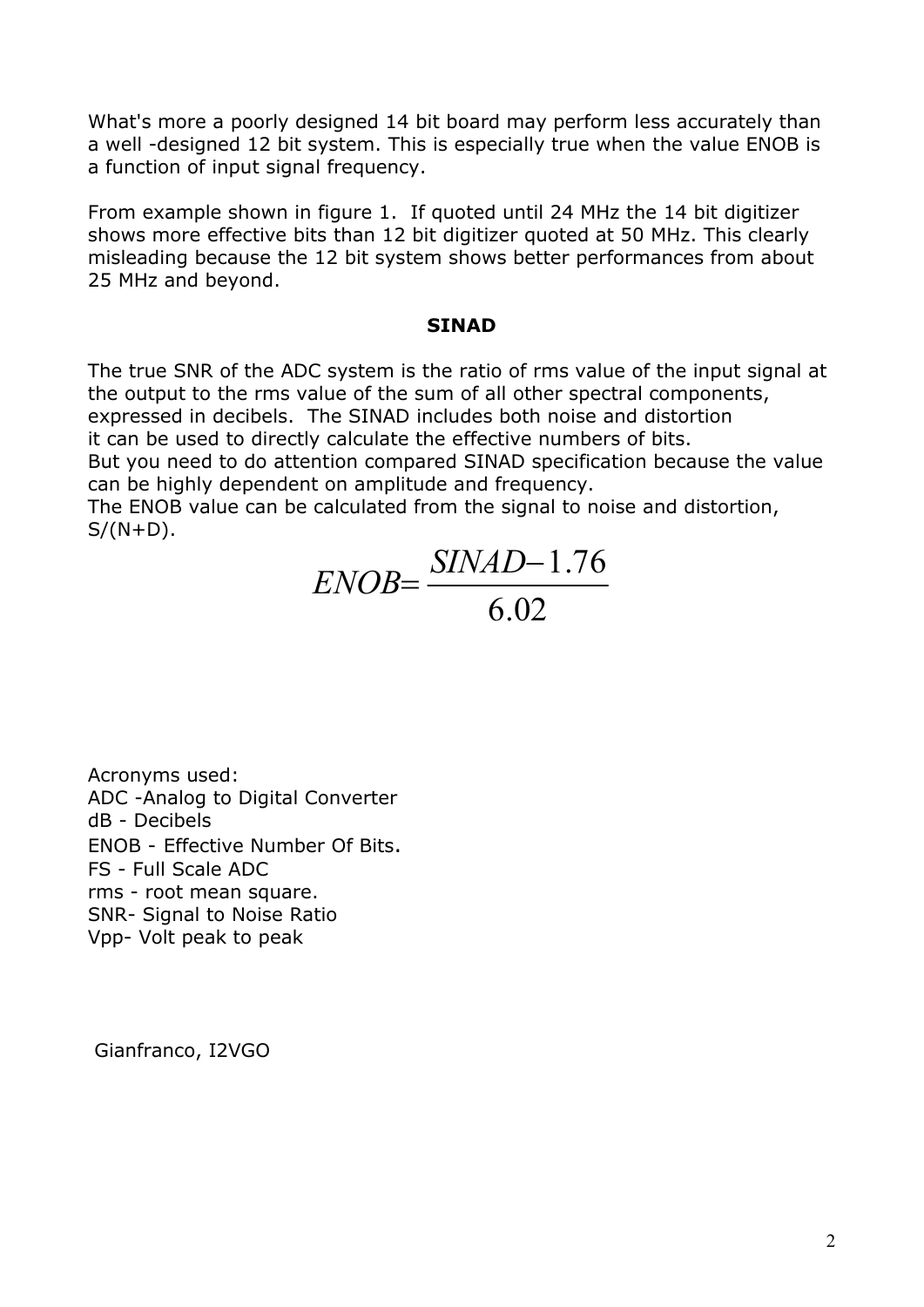What's more a poorly designed 14 bit board may perform less accurately than a well -designed 12 bit system. This is especially true when the value ENOB is a function of input signal frequency.

From example shown in figure 1. If quoted until 24 MHz the 14 bit digitizer shows more effective bits than 12 bit digitizer quoted at 50 MHz. This clearly misleading because the 12 bit system shows better performances from about 25 MHz and beyond.

**SINAD**

The true SNR of the ADC system is the ratio of rms value of the input signal at the output to the rms value of the sum of all other spectral components, expressed in decibels. The SINAD includes both noise and distortion it can be used to directly calculate the effective numbers of bits.
But you need to do attention compared SINAD specification because the value can be highly dependent on amplitude and frequency.
The ENOB value can be calculated from the signal to noise and distortion, S/(N+D).

$$ENOB = \frac{SINAD - 1.76}{6.02}$$

Acronyms used:
ADC -Analog to Digital Converter
dB - Decibels
ENOB - Effective Number Of Bits.
FS - Full Scale ADC
rms - root mean square.
SNR- Signal to Noise Ratio
Vpp- Volt peak to peak

Gianfranco, I2VGO